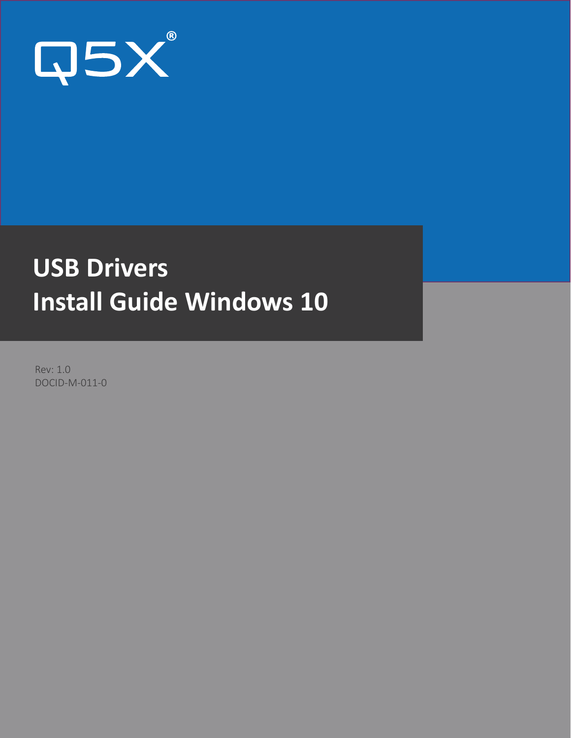Q5X®

# USB Drivers Install Guide Windows 10

Rev: 1.0
DOCID-M-011-0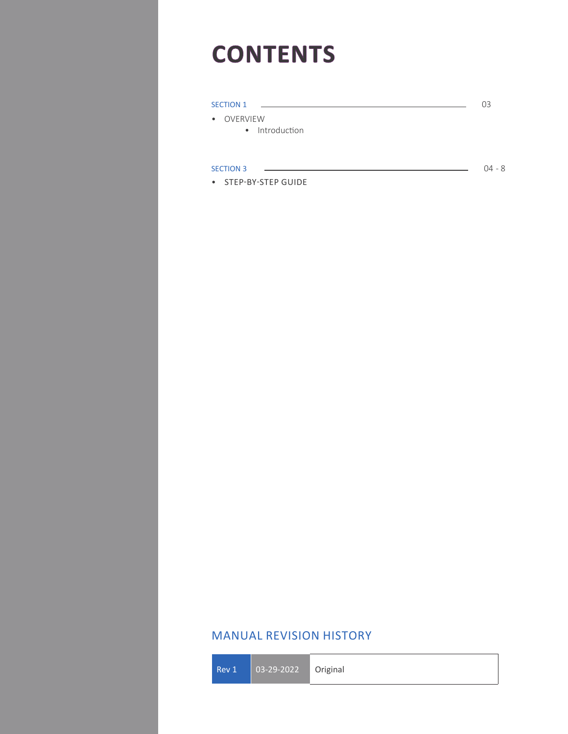# CONTENTS

SECTION 1 ........................................................ 03

- OVERVIEW
  - Introduction

SECTION 3 ........................................................ 04 - 8

- STEP-BY-STEP GUIDE

## MANUAL REVISION HISTORY

| Rev 1 | 03-29-2022 | Original |
| --- | --- | --- |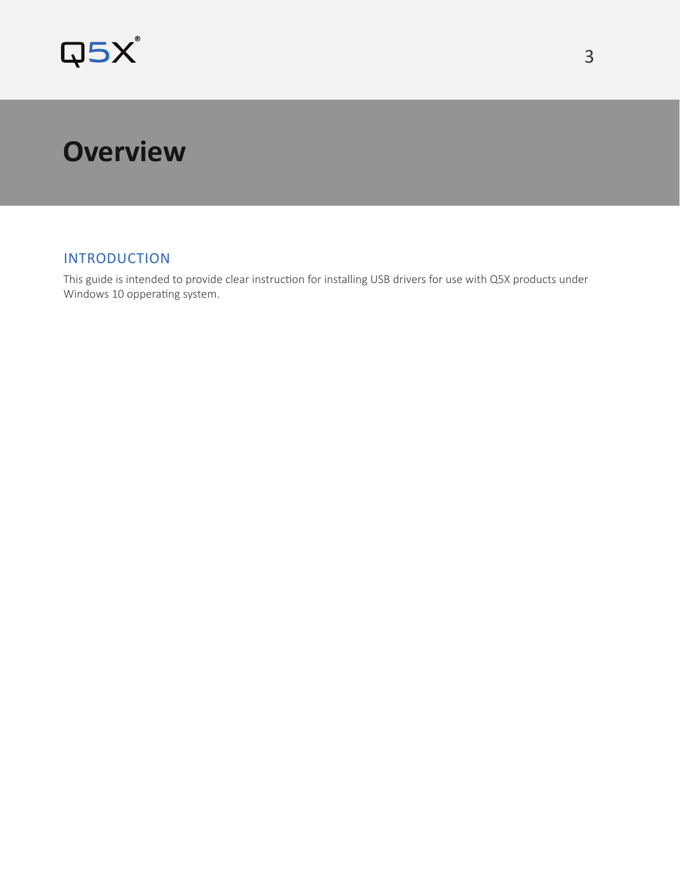# Overview

## INTRODUCTION

This guide is intended to provide clear instruction for installing USB drivers for use with Q5X products under Windows 10 opperating system.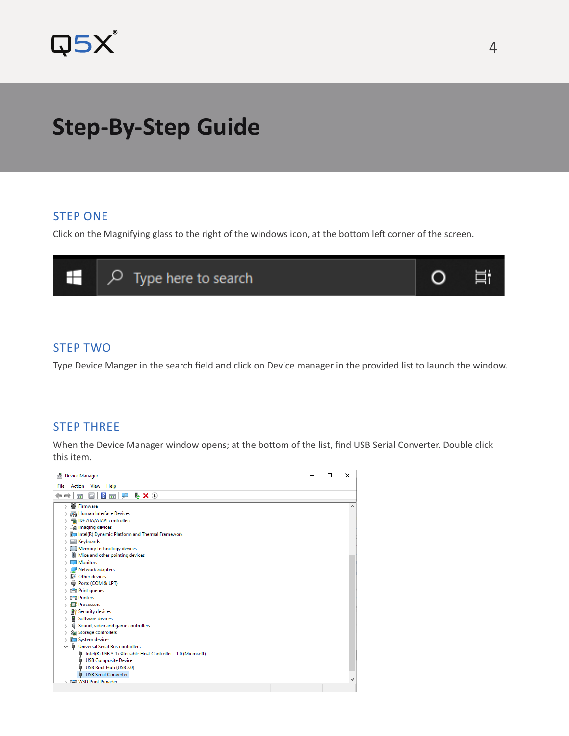# Step-By-Step Guide

## STEP ONE

Click on the Magnifying glass to the right of the windows icon, at the bottom left corner of the screen.

## STEP TWO

Type Device Manger in the search field and click on Device manager in the provided list to launch the window.

## STEP THREE

When the Device Manager window opens; at the bottom of the list, find USB Serial Converter. Double click this item.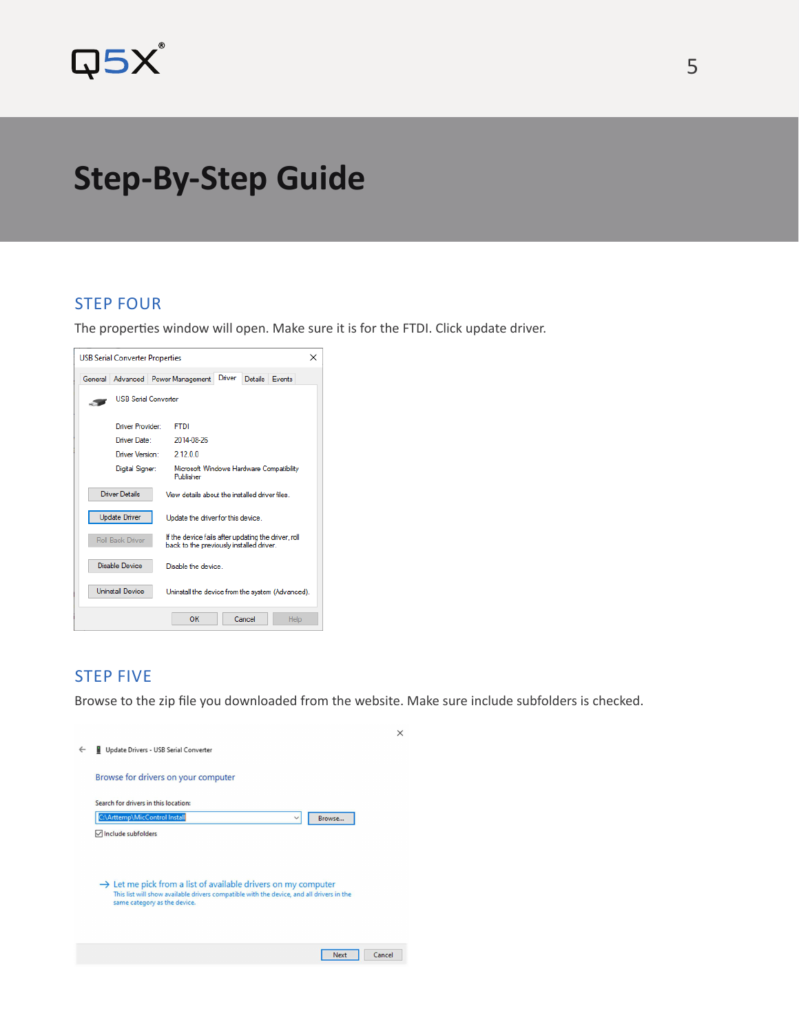# Step-By-Step Guide

## STEP FOUR

The properties window will open. Make sure it is for the FTDI. Click update driver.

## STEP FIVE

Browse to the zip file you downloaded from the website. Make sure include subfolders is checked.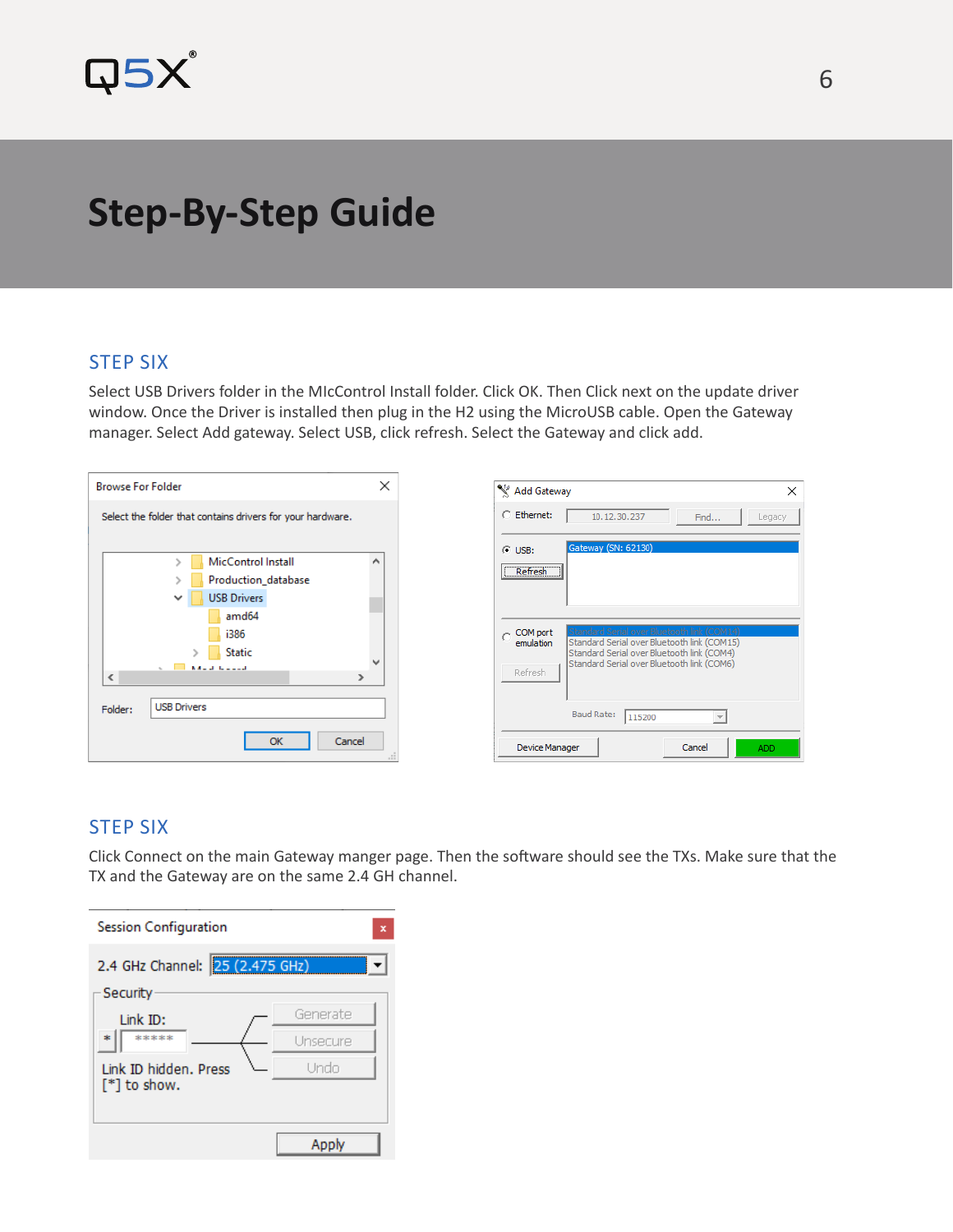# Step-By-Step Guide

## STEP SIX

Select USB Drivers folder in the MIcControl Install folder. Click OK. Then Click next on the update driver window. Once the Driver is installed then plug in the H2 using the MicroUSB cable. Open the Gateway manager. Select Add gateway. Select USB, click refresh. Select the Gateway and click add.

## STEP SIX

Click Connect on the main Gateway manger page. Then the software should see the TXs. Make sure that the TX and the Gateway are on the same 2.4 GH channel.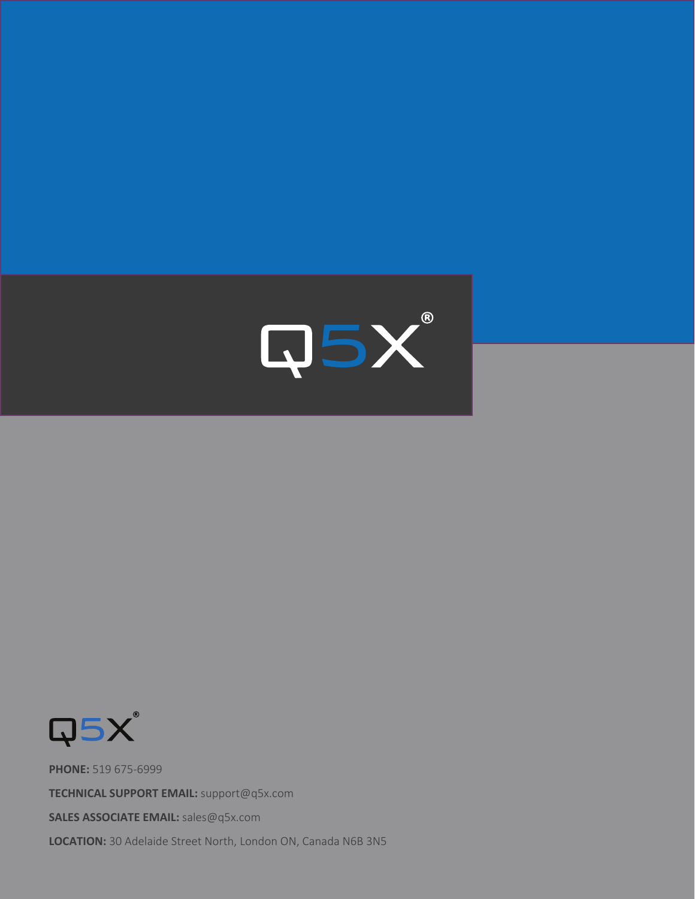Q5X®

Q5X®

**PHONE:** 519 675-6999

**TECHNICAL SUPPORT EMAIL:** support@q5x.com

**SALES ASSOCIATE EMAIL:** sales@q5x.com

**LOCATION:** 30 Adelaide Street North, London ON, Canada N6B 3N5